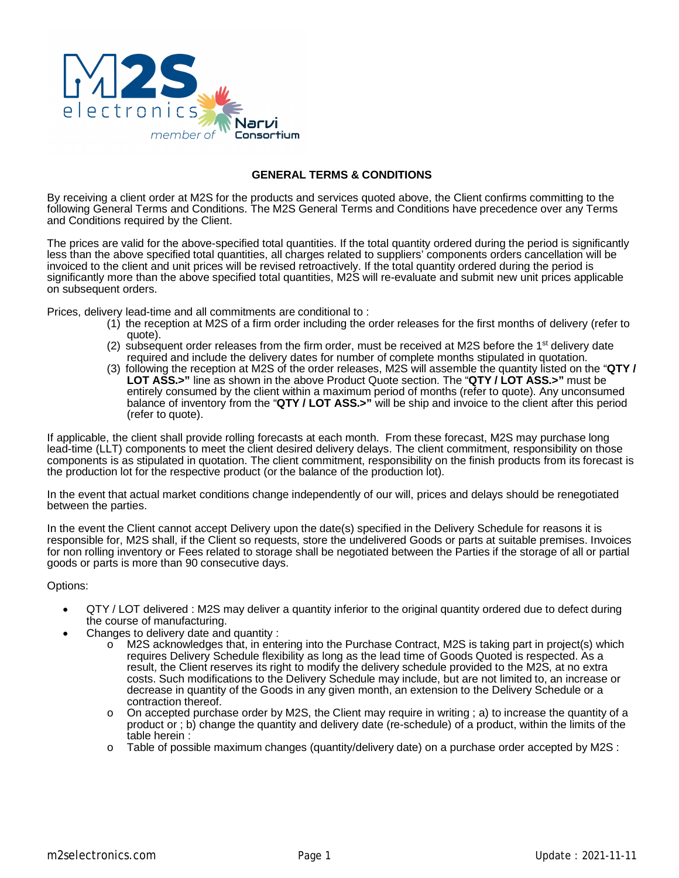## GENERAL TERMS & CONDITIONS

By receiving a client order at M2S for the products and services quoted above, the Client confirms committing to the following General Terms and Conditions. The M2S General Terms and Conditions have precedence over any Terms and Conditions required by the Client.

The prices are valid for the above-specified total quantities. If the total quantity ordered during the period is significantly less than the above specified total quantities, all charges related to suppliers' components orders cancellation will be invoiced to the client and unit prices will be revised retroactively. If the total quantity ordered during the period is significantly more than the above specified total quantities, M2S will re-evaluate and submit new unit prices applicable on subsequent orders.

Prices, delivery lead-time and all commitments are conditional to :

1. the reception at M2S of a firm order including the order releases for the first months of delivery (refer to quote).
2. subsequent order releases from the firm order, must be received at M2S before the 1st delivery date required and include the delivery dates for number of complete months stipulated in quotation.
3. following the reception at M2S of the order releases, M2S will assemble the quantity listed on the "**QTY / LOT ASS.>"** line as shown in the above Product Quote section. The "**QTY / LOT ASS.>"** must be entirely consumed by the client within a maximum period of months (refer to quote). Any unconsumed balance of inventory from the "**QTY / LOT ASS.>"** will be ship and invoice to the client after this period (refer to quote).

If applicable, the client shall provide rolling forecasts at each month. From these forecast, M2S may purchase long lead-time (LLT) components to meet the client desired delivery delays. The client commitment, responsibility on those components is as stipulated in quotation. The client commitment, responsibility on the finish products from its forecast is the production lot for the respective product (or the balance of the production lot).

In the event that actual market conditions change independently of our will, prices and delays should be renegotiated between the parties.

In the event the Client cannot accept Delivery upon the date(s) specified in the Delivery Schedule for reasons it is responsible for, M2S shall, if the Client so requests, store the undelivered Goods or parts at suitable premises. Invoices for non rolling inventory or Fees related to storage shall be negotiated between the Parties if the storage of all or partial goods or parts is more than 90 consecutive days.

Options:

- QTY / LOT delivered : M2S may deliver a quantity inferior to the original quantity ordered due to defect during the course of manufacturing.
- Changes to delivery date and quantity :
  - M2S acknowledges that, in entering into the Purchase Contract, M2S is taking part in project(s) which requires Delivery Schedule flexibility as long as the lead time of Goods Quoted is respected. As a result, the Client reserves its right to modify the delivery schedule provided to the M2S, at no extra costs. Such modifications to the Delivery Schedule may include, but are not limited to, an increase or decrease in quantity of the Goods in any given month, an extension to the Delivery Schedule or a contraction thereof.
  - On accepted purchase order by M2S, the Client may require in writing ; a) to increase the quantity of a product or ; b) change the quantity and delivery date (re-schedule) of a product, within the limits of the table herein :
  - Table of possible maximum changes (quantity/delivery date) on a purchase order accepted by M2S :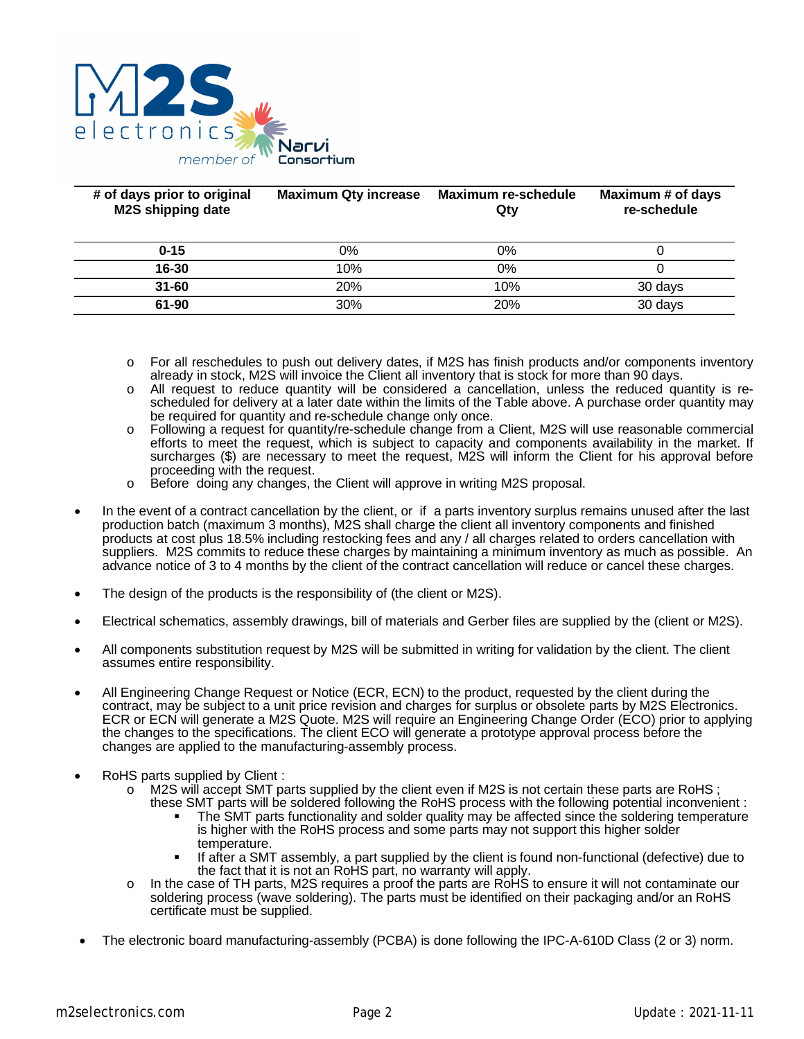| # of days prior to original M2S shipping date | Maximum Qty increase | Maximum re-schedule Qty | Maximum # of days re-schedule |
|---|---|---|---|
| **0-15** | 0% | 0% | 0 |
| **16-30** | 10% | 0% | 0 |
| **31-60** | 20% | 10% | 30 days |
| **61-90** | 30% | 20% | 30 days |

- For all reschedules to push out delivery dates, if M2S has finish products and/or components inventory already in stock, M2S will invoice the Client all inventory that is stock for more than 90 days.
- All request to reduce quantity will be considered a cancellation, unless the reduced quantity is re-scheduled for delivery at a later date within the limits of the Table above. A purchase order quantity may be required for quantity and re-schedule change only once.
- Following a request for quantity/re-schedule change from a Client, M2S will use reasonable commercial efforts to meet the request, which is subject to capacity and components availability in the market. If surcharges ($) are necessary to meet the request, M2S will inform the Client for his approval before proceeding with the request.
- Before doing any changes, the Client will approve in writing M2S proposal.

- In the event of a contract cancellation by the client, or if a parts inventory surplus remains unused after the last production batch (maximum 3 months), M2S shall charge the client all inventory components and finished products at cost plus 18.5% including restocking fees and any / all charges related to orders cancellation with suppliers. M2S commits to reduce these charges by maintaining a minimum inventory as much as possible. An advance notice of 3 to 4 months by the client of the contract cancellation will reduce or cancel these charges.

- The design of the products is the responsibility of (the client or M2S).

- Electrical schematics, assembly drawings, bill of materials and Gerber files are supplied by the (client or M2S).

- All components substitution request by M2S will be submitted in writing for validation by the client. The client assumes entire responsibility.

- All Engineering Change Request or Notice (ECR, ECN) to the product, requested by the client during the contract, may be subject to a unit price revision and charges for surplus or obsolete parts by M2S Electronics. ECR or ECN will generate a M2S Quote. M2S will require an Engineering Change Order (ECO) prior to applying the changes to the specifications. The client ECO will generate a prototype approval process before the changes are applied to the manufacturing-assembly process.

- RoHS parts supplied by Client :
  - M2S will accept SMT parts supplied by the client even if M2S is not certain these parts are RoHS ; these SMT parts will be soldered following the RoHS process with the following potential inconvenient :
    - The SMT parts functionality and solder quality may be affected since the soldering temperature is higher with the RoHS process and some parts may not support this higher solder temperature.
    - If after a SMT assembly, a part supplied by the client is found non-functional (defective) due to the fact that it is not an RoHS part, no warranty will apply.
  - In the case of TH parts, M2S requires a proof the parts are RoHS to ensure it will not contaminate our soldering process (wave soldering). The parts must be identified on their packaging and/or an RoHS certificate must be supplied.

- The electronic board manufacturing-assembly (PCBA) is done following the IPC-A-610D Class (2 or 3) norm.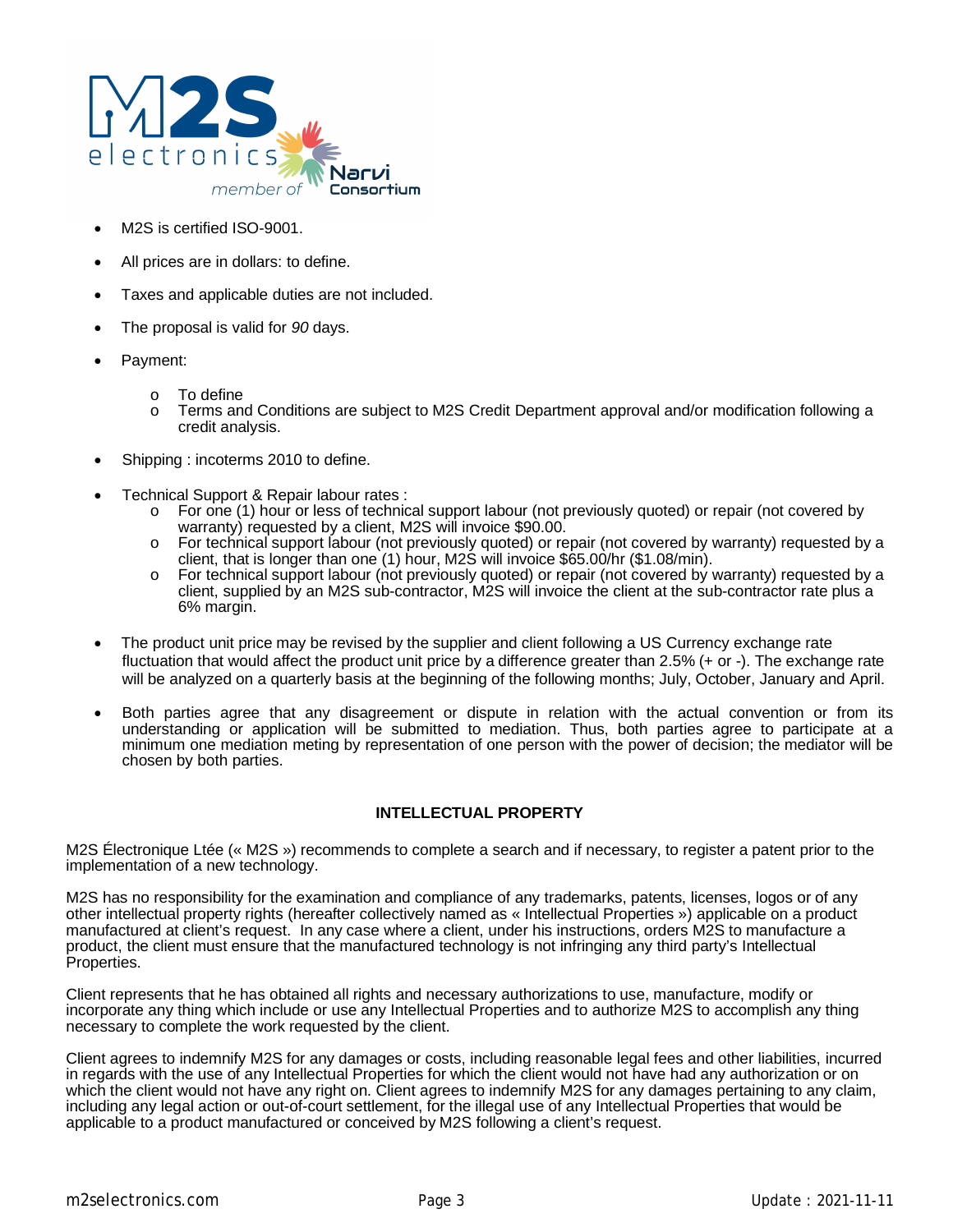- M2S is certified ISO-9001.
- All prices are in dollars: to define.
- Taxes and applicable duties are not included.
- The proposal is valid for *90* days.
- Payment:
  - To define
  - Terms and Conditions are subject to M2S Credit Department approval and/or modification following a credit analysis.
- Shipping : incoterms 2010 to define.
- Technical Support & Repair labour rates :
  - For one (1) hour or less of technical support labour (not previously quoted) or repair (not covered by warranty) requested by a client, M2S will invoice $90.00.
  - For technical support labour (not previously quoted) or repair (not covered by warranty) requested by a client, that is longer than one (1) hour, M2S will invoice $65.00/hr ($1.08/min).
  - For technical support labour (not previously quoted) or repair (not covered by warranty) requested by a client, supplied by an M2S sub-contractor, M2S will invoice the client at the sub-contractor rate plus a 6% margin.
- The product unit price may be revised by the supplier and client following a US Currency exchange rate fluctuation that would affect the product unit price by a difference greater than 2.5% (+ or -). The exchange rate will be analyzed on a quarterly basis at the beginning of the following months; July, October, January and April.
- Both parties agree that any disagreement or dispute in relation with the actual convention or from its understanding or application will be submitted to mediation. Thus, both parties agree to participate at a minimum one mediation meting by representation of one person with the power of decision; the mediator will be chosen by both parties.

## INTELLECTUAL PROPERTY

M2S Électronique Ltée (« M2S ») recommends to complete a search and if necessary, to register a patent prior to the implementation of a new technology.

M2S has no responsibility for the examination and compliance of any trademarks, patents, licenses, logos or of any other intellectual property rights (hereafter collectively named as « Intellectual Properties ») applicable on a product manufactured at client's request. In any case where a client, under his instructions, orders M2S to manufacture a product, the client must ensure that the manufactured technology is not infringing any third party's Intellectual Properties.

Client represents that he has obtained all rights and necessary authorizations to use, manufacture, modify or incorporate any thing which include or use any Intellectual Properties and to authorize M2S to accomplish any thing necessary to complete the work requested by the client.

Client agrees to indemnify M2S for any damages or costs, including reasonable legal fees and other liabilities, incurred in regards with the use of any Intellectual Properties for which the client would not have had any authorization or on which the client would not have any right on. Client agrees to indemnify M2S for any damages pertaining to any claim, including any legal action or out-of-court settlement, for the illegal use of any Intellectual Properties that would be applicable to a product manufactured or conceived by M2S following a client's request.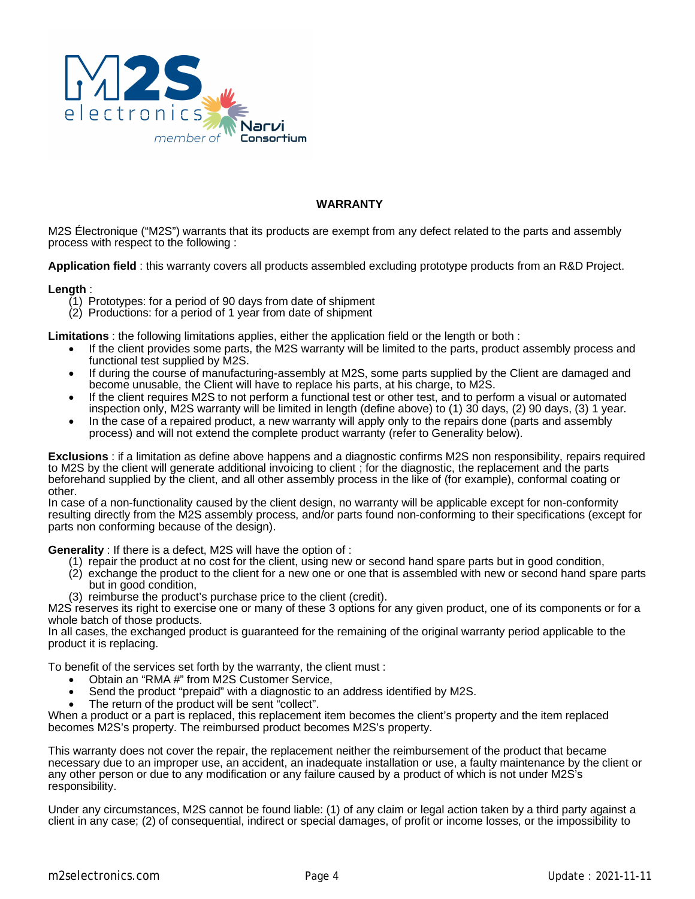## WARRANTY

M2S Électronique ("M2S") warrants that its products are exempt from any defect related to the parts and assembly process with respect to the following :

**Application field** : this warranty covers all products assembled excluding prototype products from an R&D Project.

**Length** :

(1) Prototypes: for a period of 90 days from date of shipment
(2) Productions: for a period of 1 year from date of shipment

**Limitations** : the following limitations applies, either the application field or the length or both :

- If the client provides some parts, the M2S warranty will be limited to the parts, product assembly process and functional test supplied by M2S.
- If during the course of manufacturing-assembly at M2S, some parts supplied by the Client are damaged and become unusable, the Client will have to replace his parts, at his charge, to M2S.
- If the client requires M2S to not perform a functional test or other test, and to perform a visual or automated inspection only, M2S warranty will be limited in length (define above) to (1) 30 days, (2) 90 days, (3) 1 year.
- In the case of a repaired product, a new warranty will apply only to the repairs done (parts and assembly process) and will not extend the complete product warranty (refer to Generality below).

**Exclusions** : if a limitation as define above happens and a diagnostic confirms M2S non responsibility, repairs required to M2S by the client will generate additional invoicing to client ; for the diagnostic, the replacement and the parts beforehand supplied by the client, and all other assembly process in the like of (for example), conformal coating or other.
In case of a non-functionality caused by the client design, no warranty will be applicable except for non-conformity resulting directly from the M2S assembly process, and/or parts found non-conforming to their specifications (except for parts non conforming because of the design).

**Generality** : If there is a defect, M2S will have the option of :

(1) repair the product at no cost for the client, using new or second hand spare parts but in good condition,
(2) exchange the product to the client for a new one or one that is assembled with new or second hand spare parts but in good condition,
(3) reimburse the product's purchase price to the client (credit).

M2S reserves its right to exercise one or many of these 3 options for any given product, one of its components or for a whole batch of those products.
In all cases, the exchanged product is guaranteed for the remaining of the original warranty period applicable to the product it is replacing.

To benefit of the services set forth by the warranty, the client must :

- Obtain an "RMA #" from M2S Customer Service,
- Send the product "prepaid" with a diagnostic to an address identified by M2S.
- The return of the product will be sent "collect".

When a product or a part is replaced, this replacement item becomes the client's property and the item replaced becomes M2S's property. The reimbursed product becomes M2S's property.

This warranty does not cover the repair, the replacement neither the reimbursement of the product that became necessary due to an improper use, an accident, an inadequate installation or use, a faulty maintenance by the client or any other person or due to any modification or any failure caused by a product of which is not under M2S's responsibility.

Under any circumstances, M2S cannot be found liable: (1) of any claim or legal action taken by a third party against a client in any case; (2) of consequential, indirect or special damages, of profit or income losses, or the impossibility to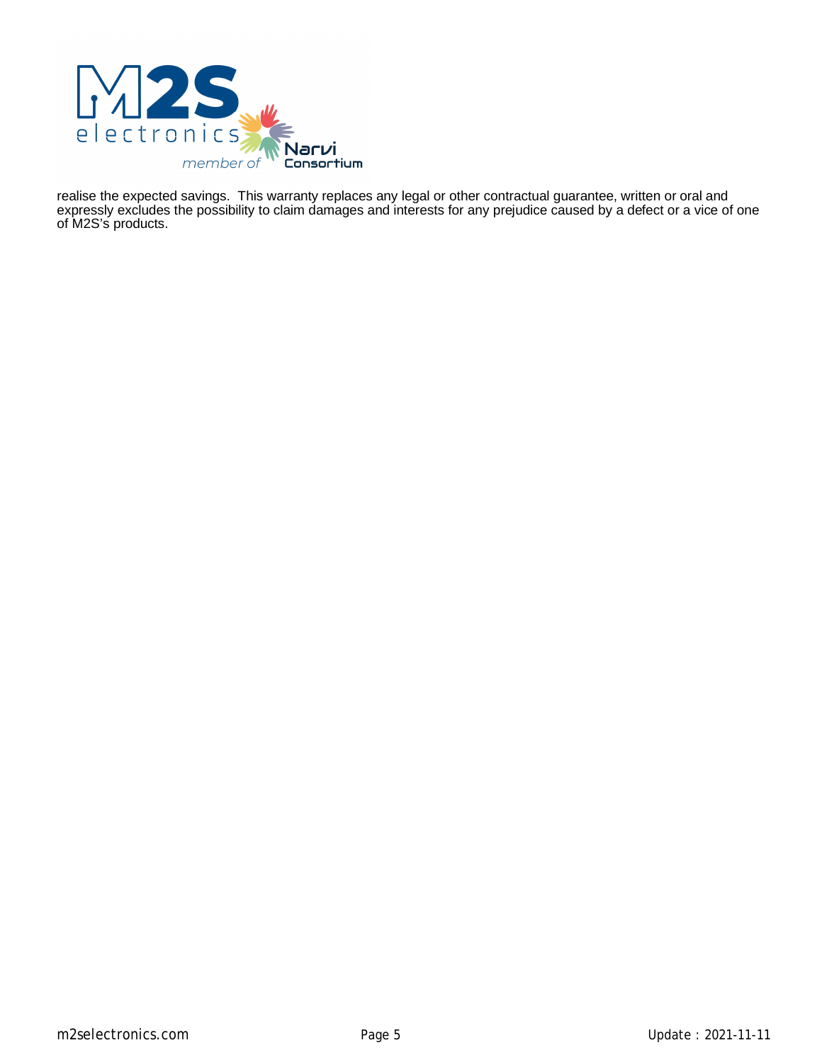realise the expected savings. This warranty replaces any legal or other contractual guarantee, written or oral and expressly excludes the possibility to claim damages and interests for any prejudice caused by a defect or a vice of one of M2S's products.